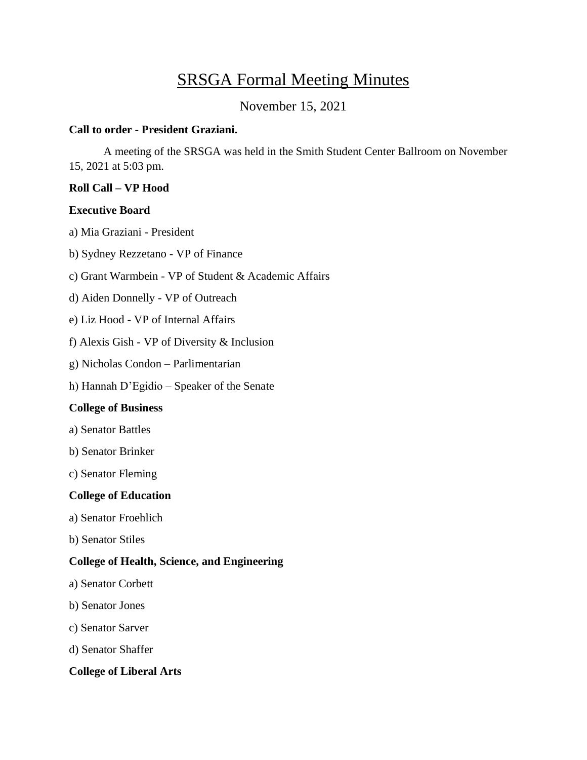# SRSGA Formal Meeting Minutes

November 15, 2021

**Call to order - President Graziani.**

A meeting of the SRSGA was held in the Smith Student Center Ballroom on November 15, 2021 at 5:03 pm.

**Roll Call – VP Hood**

**Executive Board**

a) Mia Graziani - President

b) Sydney Rezzetano - VP of Finance

c) Grant Warmbein - VP of Student & Academic Affairs

d) Aiden Donnelly - VP of Outreach

e) Liz Hood - VP of Internal Affairs

f) Alexis Gish - VP of Diversity & Inclusion

g) Nicholas Condon – Parlimentarian

h) Hannah D'Egidio – Speaker of the Senate

**College of Business**

a) Senator Battles

b) Senator Brinker

c) Senator Fleming

**College of Education**

a) Senator Froehlich

b) Senator Stiles

**College of Health, Science, and Engineering**

a) Senator Corbett

b) Senator Jones

c) Senator Sarver

d) Senator Shaffer

**College of Liberal Arts**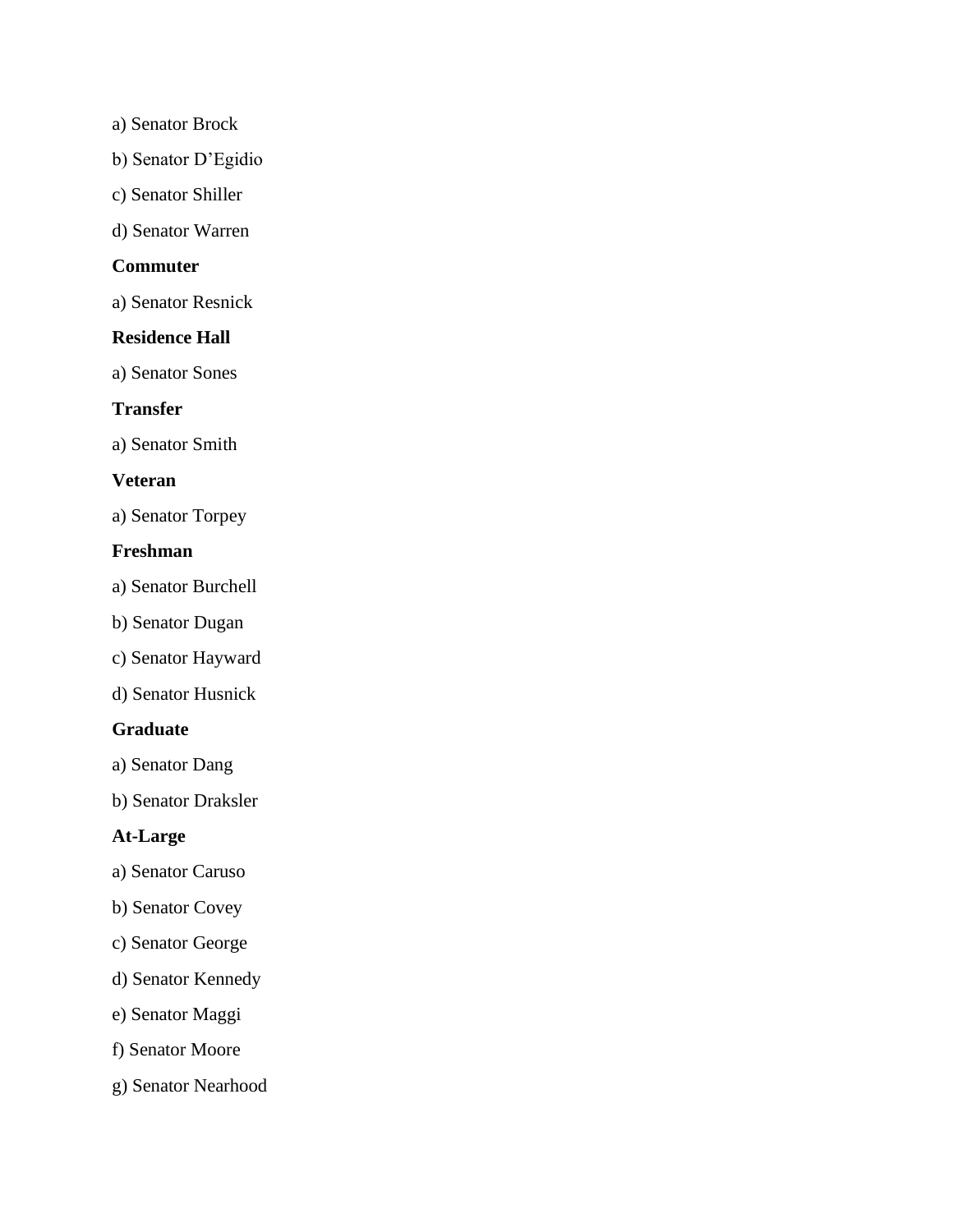a) Senator Brock

b) Senator D’Egidio

c) Senator Shiller

d) Senator Warren

**Commuter**

a) Senator Resnick

**Residence Hall**

a) Senator Sones

**Transfer**

a) Senator Smith

**Veteran**

a) Senator Torpey

**Freshman**

a) Senator Burchell

b) Senator Dugan

c) Senator Hayward

d) Senator Husnick

**Graduate**

a) Senator Dang

b) Senator Draksler

**At-Large**

a) Senator Caruso

b) Senator Covey

c) Senator George

d) Senator Kennedy

e) Senator Maggi

f) Senator Moore

g) Senator Nearhood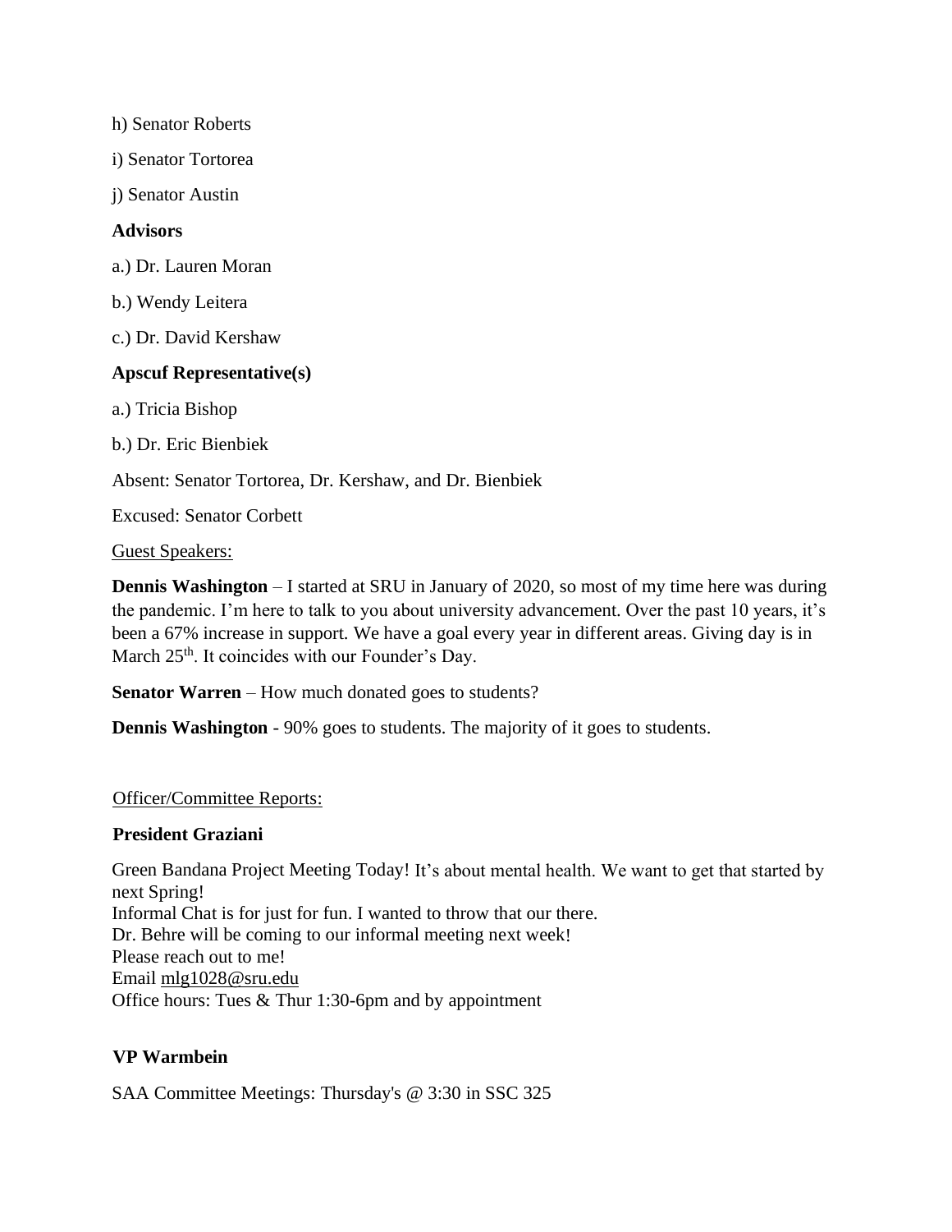h) Senator Roberts

i) Senator Tortorea

j) Senator Austin

**Advisors**

a.) Dr. Lauren Moran

b.) Wendy Leitera

c.) Dr. David Kershaw

**Apscuf Representative(s)**

a.) Tricia Bishop

b.) Dr. Eric Bienbiek

Absent: Senator Tortorea, Dr. Kershaw, and Dr. Bienbiek

Excused: Senator Corbett

Guest Speakers:

**Dennis Washington** – I started at SRU in January of 2020, so most of my time here was during the pandemic. I'm here to talk to you about university advancement. Over the past 10 years, it's been a 67% increase in support. We have a goal every year in different areas. Giving day is in March 25th. It coincides with our Founder's Day.

**Senator Warren** – How much donated goes to students?

**Dennis Washington** - 90% goes to students. The majority of it goes to students.

Officer/Committee Reports:

**President Graziani**

Green Bandana Project Meeting Today! It's about mental health. We want to get that started by next Spring!
Informal Chat is for just for fun. I wanted to throw that our there.
Dr. Behre will be coming to our informal meeting next week!
Please reach out to me!
Email mlg1028@sru.edu
Office hours: Tues & Thur 1:30-6pm and by appointment

**VP Warmbein**

SAA Committee Meetings: Thursday's @ 3:30 in SSC 325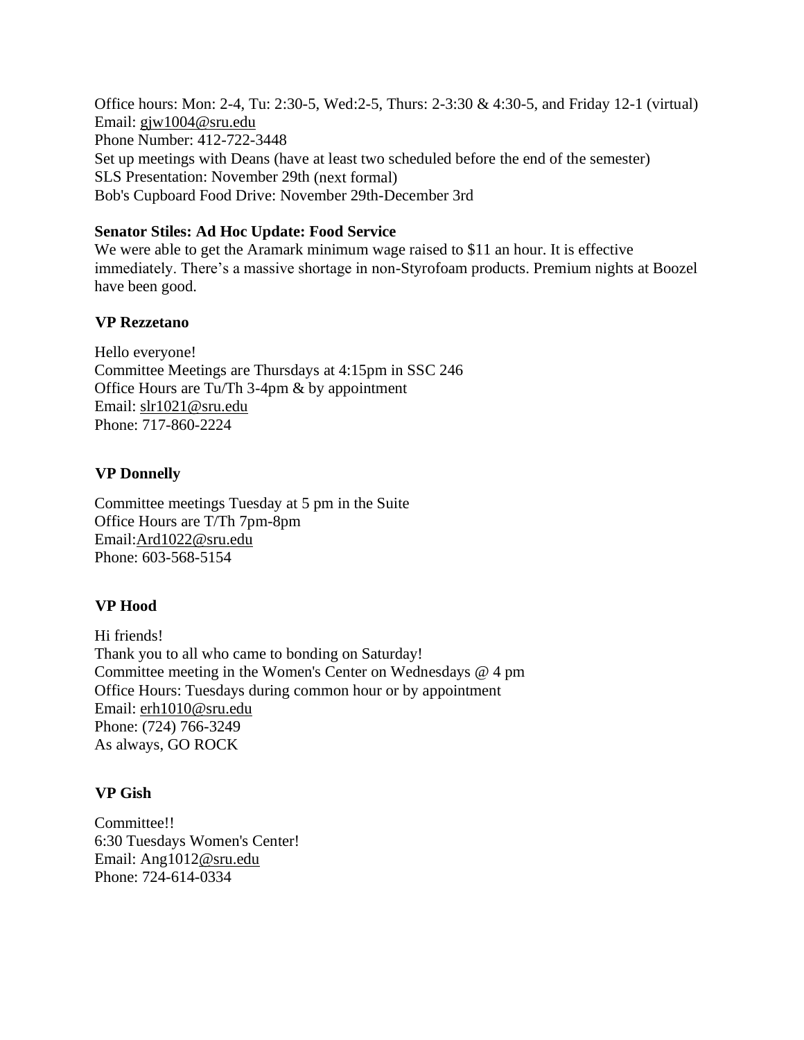Office hours: Mon: 2-4, Tu: 2:30-5, Wed:2-5, Thurs: 2-3:30 & 4:30-5, and Friday 12-1 (virtual)
Email: gjw1004@sru.edu
Phone Number: 412-722-3448
Set up meetings with Deans (have at least two scheduled before the end of the semester)
SLS Presentation: November 29th (next formal)
Bob's Cupboard Food Drive: November 29th-December 3rd

**Senator Stiles: Ad Hoc Update: Food Service**

We were able to get the Aramark minimum wage raised to $11 an hour. It is effective immediately. There's a massive shortage in non-Styrofoam products. Premium nights at Boozel have been good.

**VP Rezzetano**

Hello everyone!
Committee Meetings are Thursdays at 4:15pm in SSC 246
Office Hours are Tu/Th 3-4pm & by appointment
Email: slr1021@sru.edu
Phone: 717-860-2224

**VP Donnelly**

Committee meetings Tuesday at 5 pm in the Suite
Office Hours are T/Th 7pm-8pm
Email:Ard1022@sru.edu
Phone: 603-568-5154

**VP Hood**

Hi friends!
Thank you to all who came to bonding on Saturday!
Committee meeting in the Women's Center on Wednesdays @ 4 pm
Office Hours: Tuesdays during common hour or by appointment
Email: erh1010@sru.edu
Phone: (724) 766-3249
As always, GO ROCK

**VP Gish**

Committee!!
6:30 Tuesdays Women's Center!
Email: Ang1012@sru.edu
Phone: 724-614-0334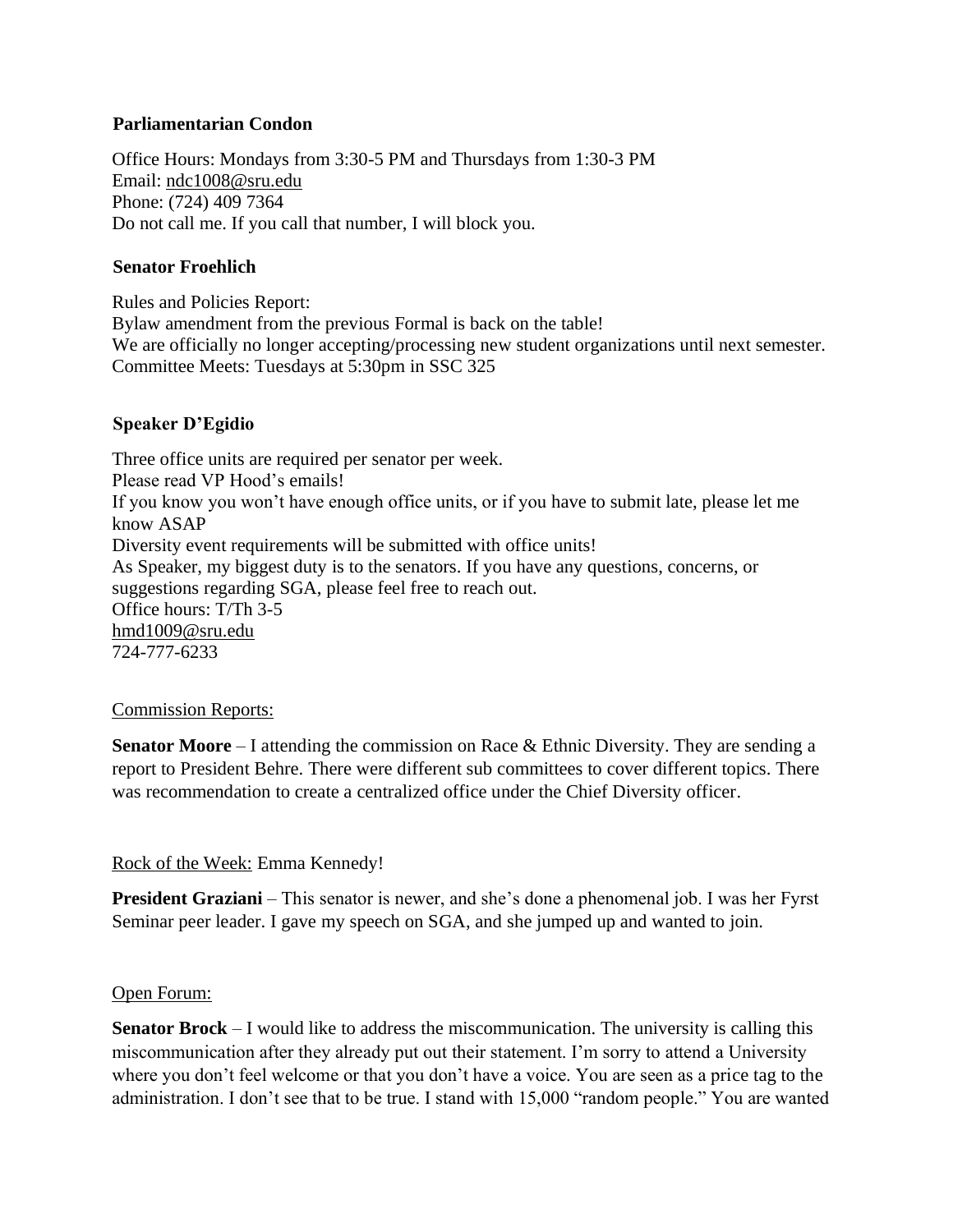**Parliamentarian Condon**

Office Hours: Mondays from 3:30-5 PM and Thursdays from 1:30-3 PM
Email: ndc1008@sru.edu
Phone: (724) 409 7364
Do not call me. If you call that number, I will block you.

**Senator Froehlich**

Rules and Policies Report:
Bylaw amendment from the previous Formal is back on the table!
We are officially no longer accepting/processing new student organizations until next semester.
Committee Meets: Tuesdays at 5:30pm in SSC 325

**Speaker D'Egidio**

Three office units are required per senator per week.
Please read VP Hood's emails!
If you know you won't have enough office units, or if you have to submit late, please let me know ASAP
Diversity event requirements will be submitted with office units!
As Speaker, my biggest duty is to the senators. If you have any questions, concerns, or suggestions regarding SGA, please feel free to reach out.
Office hours: T/Th 3-5
hmd1009@sru.edu
724-777-6233

Commission Reports:

**Senator Moore** – I attending the commission on Race & Ethnic Diversity. They are sending a report to President Behre. There were different sub committees to cover different topics. There was recommendation to create a centralized office under the Chief Diversity officer.

Rock of the Week: Emma Kennedy!

**President Graziani** – This senator is newer, and she's done a phenomenal job. I was her Fyrst Seminar peer leader. I gave my speech on SGA, and she jumped up and wanted to join.

Open Forum:

**Senator Brock** – I would like to address the miscommunication. The university is calling this miscommunication after they already put out their statement. I'm sorry to attend a University where you don't feel welcome or that you don't have a voice. You are seen as a price tag to the administration. I don't see that to be true. I stand with 15,000 "random people." You are wanted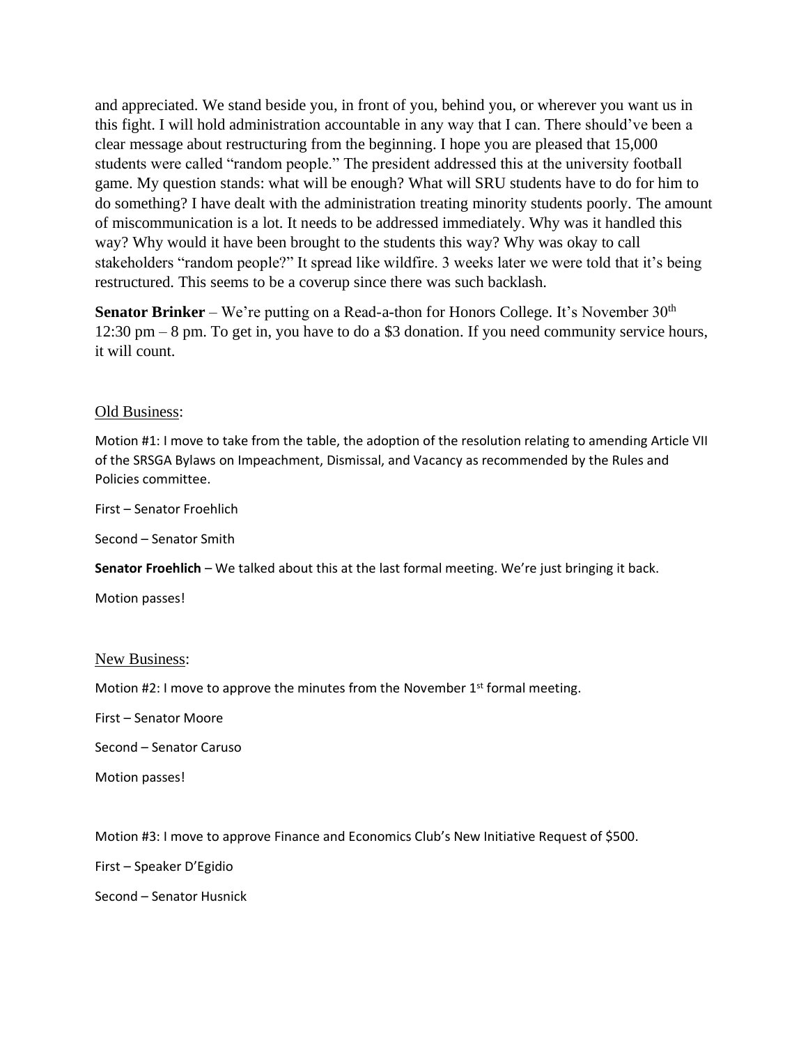and appreciated. We stand beside you, in front of you, behind you, or wherever you want us in this fight. I will hold administration accountable in any way that I can. There should've been a clear message about restructuring from the beginning. I hope you are pleased that 15,000 students were called "random people." The president addressed this at the university football game. My question stands: what will be enough? What will SRU students have to do for him to do something? I have dealt with the administration treating minority students poorly. The amount of miscommunication is a lot. It needs to be addressed immediately. Why was it handled this way? Why would it have been brought to the students this way? Why was okay to call stakeholders "random people?" It spread like wildfire. 3 weeks later we were told that it's being restructured. This seems to be a coverup since there was such backlash.

**Senator Brinker** – We're putting on a Read-a-thon for Honors College. It's November 30th 12:30 pm – 8 pm. To get in, you have to do a $3 donation. If you need community service hours, it will count.

Old Business:

Motion #1: I move to take from the table, the adoption of the resolution relating to amending Article VII of the SRSGA Bylaws on Impeachment, Dismissal, and Vacancy as recommended by the Rules and Policies committee.

First – Senator Froehlich

Second – Senator Smith

**Senator Froehlich** – We talked about this at the last formal meeting. We're just bringing it back.

Motion passes!

New Business:

Motion #2: I move to approve the minutes from the November 1st formal meeting.

First – Senator Moore

Second – Senator Caruso

Motion passes!

Motion #3: I move to approve Finance and Economics Club's New Initiative Request of $500.

First – Speaker D'Egidio

Second – Senator Husnick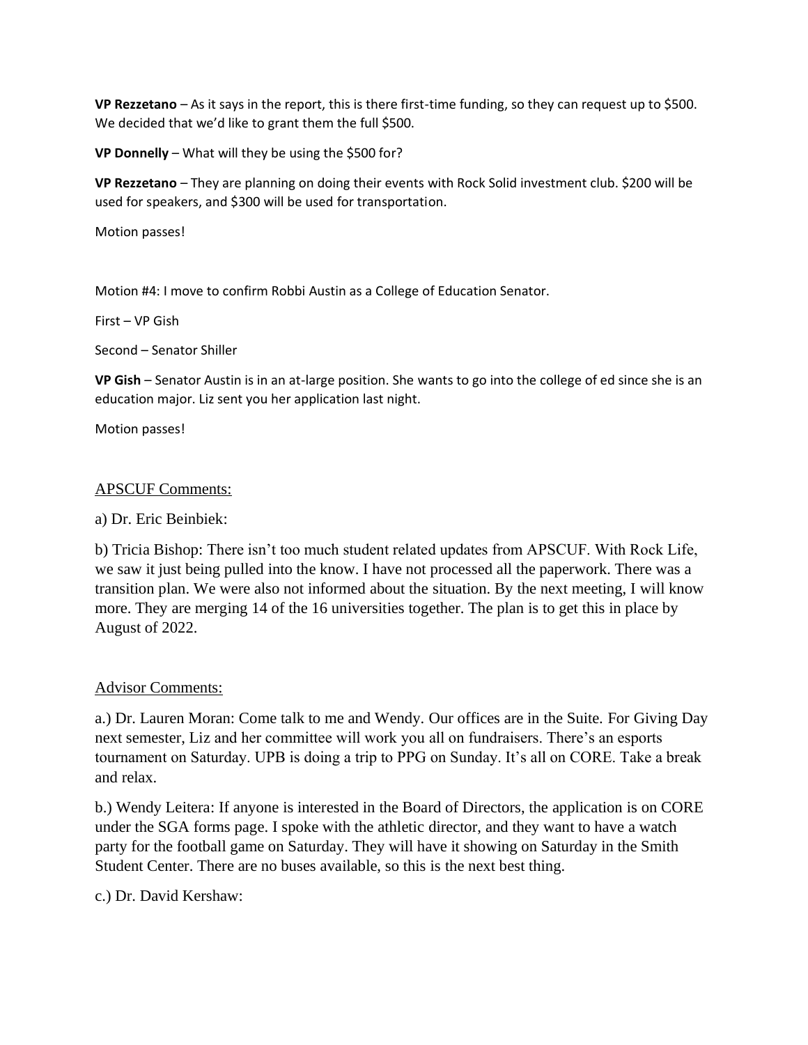**VP Rezzetano** – As it says in the report, this is there first-time funding, so they can request up to $500. We decided that we'd like to grant them the full $500.

**VP Donnelly** – What will they be using the $500 for?

**VP Rezzetano** – They are planning on doing their events with Rock Solid investment club. $200 will be used for speakers, and $300 will be used for transportation.

Motion passes!

Motion #4: I move to confirm Robbi Austin as a College of Education Senator.

First – VP Gish

Second – Senator Shiller

**VP Gish** – Senator Austin is in an at-large position. She wants to go into the college of ed since she is an education major. Liz sent you her application last night.

Motion passes!

APSCUF Comments:

a) Dr. Eric Beinbiek:

b) Tricia Bishop: There isn't too much student related updates from APSCUF. With Rock Life, we saw it just being pulled into the know. I have not processed all the paperwork. There was a transition plan. We were also not informed about the situation. By the next meeting, I will know more. They are merging 14 of the 16 universities together. The plan is to get this in place by August of 2022.

Advisor Comments:

a.) Dr. Lauren Moran: Come talk to me and Wendy. Our offices are in the Suite. For Giving Day next semester, Liz and her committee will work you all on fundraisers. There's an esports tournament on Saturday. UPB is doing a trip to PPG on Sunday. It's all on CORE. Take a break and relax.

b.) Wendy Leitera: If anyone is interested in the Board of Directors, the application is on CORE under the SGA forms page. I spoke with the athletic director, and they want to have a watch party for the football game on Saturday. They will have it showing on Saturday in the Smith Student Center. There are no buses available, so this is the next best thing.

c.) Dr. David Kershaw: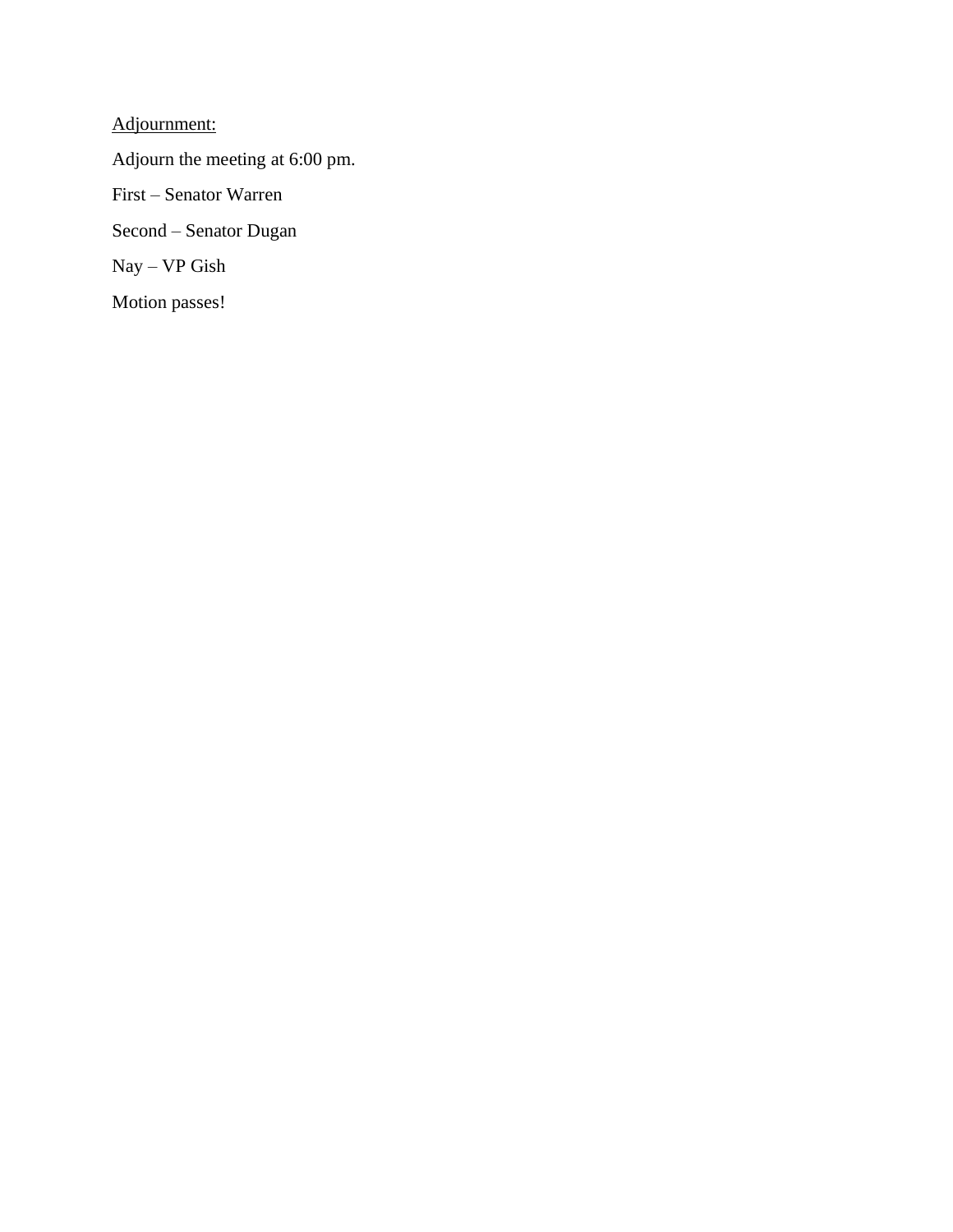Adjournment:

Adjourn the meeting at 6:00 pm.

First – Senator Warren

Second – Senator Dugan

Nay – VP Gish

Motion passes!